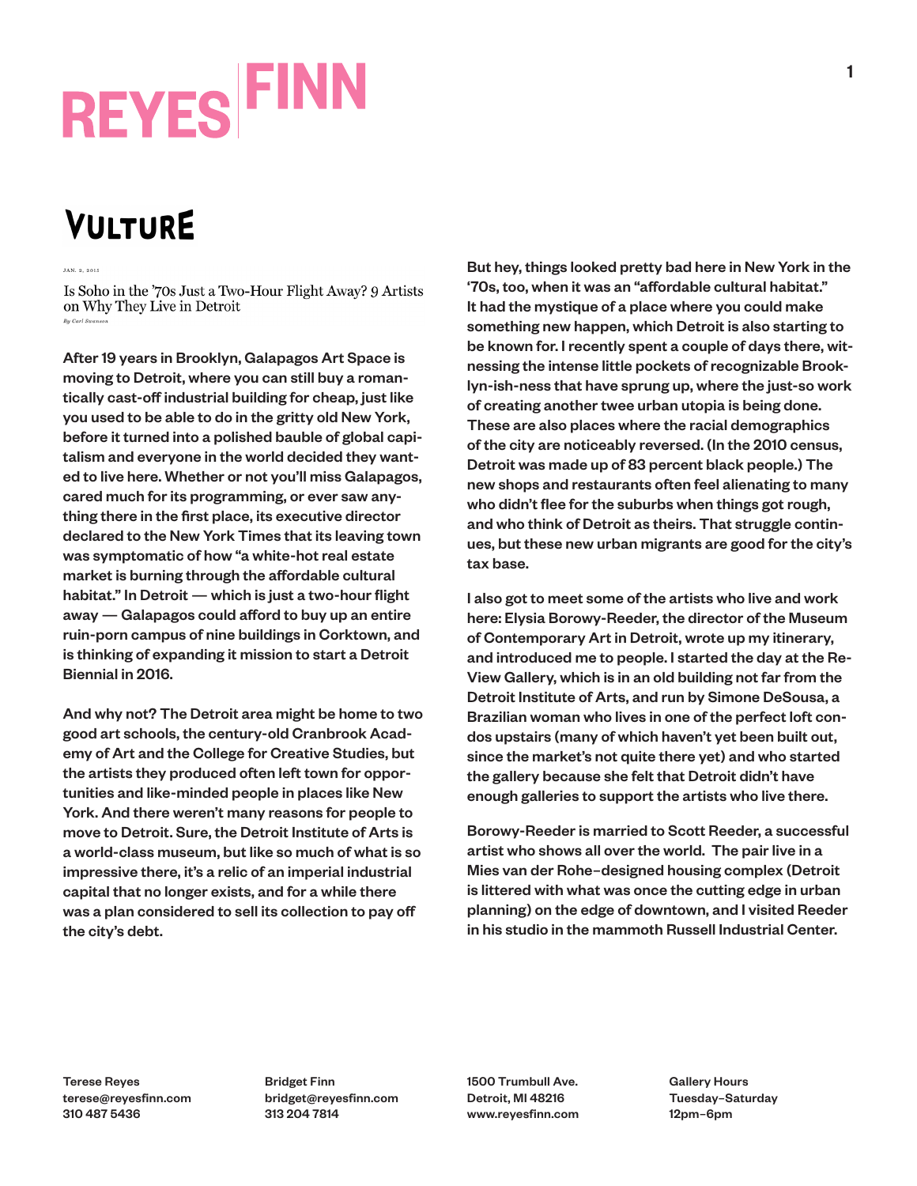# REYES | FINN

## VULTURE

JAN. 2, 2015

### Is Soho in the '70s Just a Two-Hour Flight Away? 9 Artists on Why They Live in Detroit

*By Carl Swanson*

After 19 years in Brooklyn, Galapagos Art Space is moving to Detroit, where you can still buy a romantically cast-off industrial building for cheap, just like you used to be able to do in the gritty old New York, before it turned into a polished bauble of global capitalism and everyone in the world decided they wanted to live here. Whether or not you'll miss Galapagos, cared much for its programming, or ever saw anything there in the first place, its executive director declared to the New York Times that its leaving town was symptomatic of how "a white-hot real estate market is burning through the affordable cultural habitat." In Detroit — which is just a two-hour flight away — Galapagos could afford to buy up an entire ruin-porn campus of nine buildings in Corktown, and is thinking of expanding it mission to start a Detroit Biennial in 2016.

And why not? The Detroit area might be home to two good art schools, the century-old Cranbrook Academy of Art and the College for Creative Studies, but the artists they produced often left town for opportunities and like-minded people in places like New York. And there weren't many reasons for people to move to Detroit. Sure, the Detroit Institute of Arts is a world-class museum, but like so much of what is so impressive there, it's a relic of an imperial industrial capital that no longer exists, and for a while there was a plan considered to sell its collection to pay off the city's debt.

But hey, things looked pretty bad here in New York in the '70s, too, when it was an "affordable cultural habitat." It had the mystique of a place where you could make something new happen, which Detroit is also starting to be known for. I recently spent a couple of days there, witnessing the intense little pockets of recognizable Brooklyn-ish-ness that have sprung up, where the just-so work of creating another twee urban utopia is being done. These are also places where the racial demographics of the city are noticeably reversed. (In the 2010 census, Detroit was made up of 83 percent black people.) The new shops and restaurants often feel alienating to many who didn't flee for the suburbs when things got rough, and who think of Detroit as theirs. That struggle continues, but these new urban migrants are good for the city's tax base.

I also got to meet some of the artists who live and work here: Elysia Borowy-Reeder, the director of the Museum of Contemporary Art in Detroit, wrote up my itinerary, and introduced me to people. I started the day at the Re-View Gallery, which is in an old building not far from the Detroit Institute of Arts, and run by Simone DeSousa, a Brazilian woman who lives in one of the perfect loft condos upstairs (many of which haven't yet been built out, since the market's not quite there yet) and who started the gallery because she felt that Detroit didn't have enough galleries to support the artists who live there.

Borowy-Reeder is married to Scott Reeder, a successful artist who shows all over the world. The pair live in a Mies van der Rohe–designed housing complex (Detroit is littered with what was once the cutting edge in urban planning) on the edge of downtown, and I visited Reeder in his studio in the mammoth Russell Industrial Center.

Terese Reyes
terese@reyesfinn.com
310 487 5436

Bridget Finn
bridget@reyesfinn.com
313 204 7814

1500 Trumbull Ave.
Detroit, MI 48216
www.reyesfinn.com

Gallery Hours
Tuesday–Saturday
12pm–6pm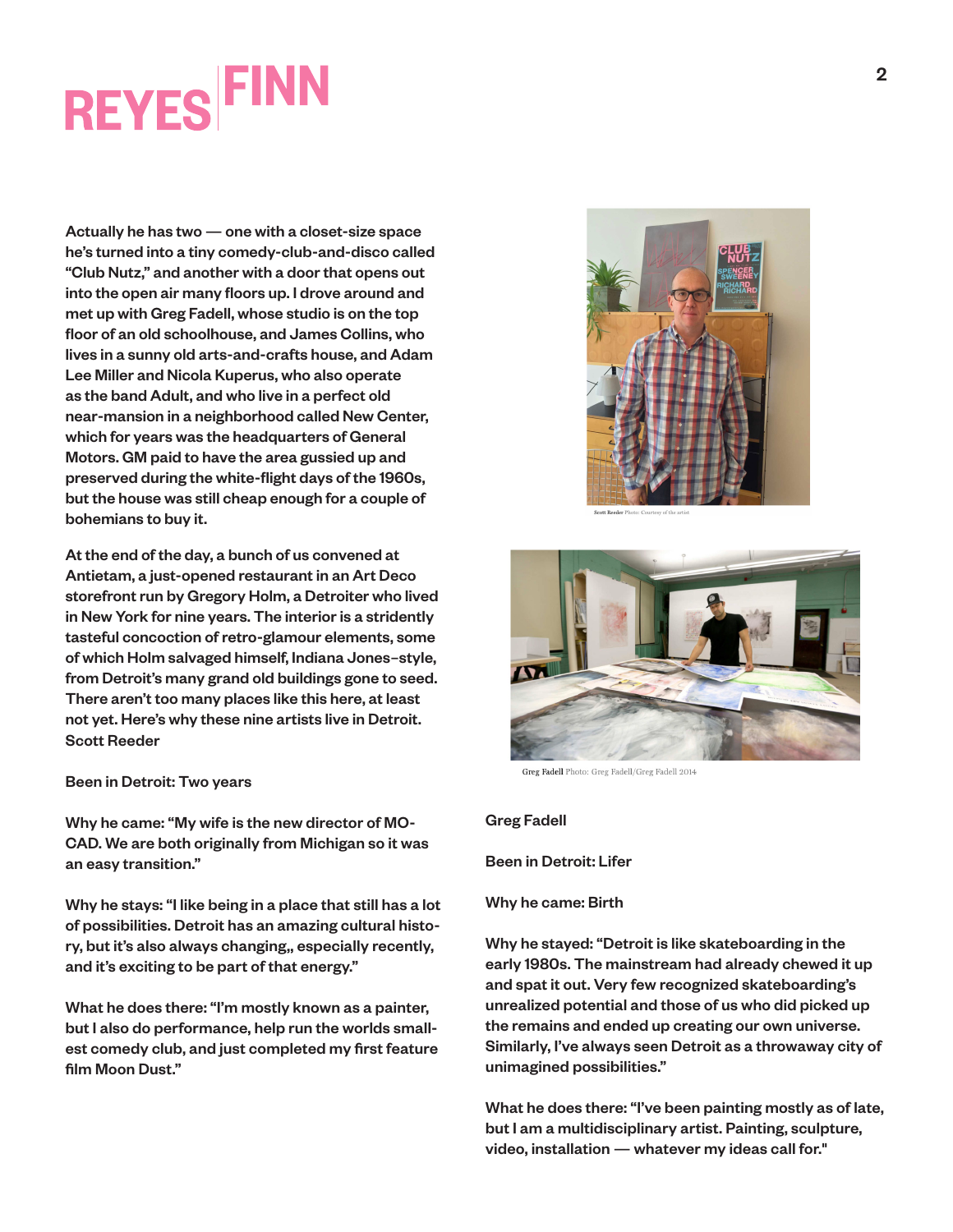Actually he has two — one with a closet-size space he's turned into a tiny comedy-club-and-disco called "Club Nutz," and another with a door that opens out into the open air many floors up. I drove around and met up with Greg Fadell, whose studio is on the top floor of an old schoolhouse, and James Collins, who lives in a sunny old arts-and-crafts house, and Adam Lee Miller and Nicola Kuperus, who also operate as the band Adult, and who live in a perfect old near-mansion in a neighborhood called New Center, which for years was the headquarters of General Motors. GM paid to have the area gussied up and preserved during the white-flight days of the 1960s, but the house was still cheap enough for a couple of bohemians to buy it.

At the end of the day, a bunch of us convened at Antietam, a just-opened restaurant in an Art Deco storefront run by Gregory Holm, a Detroiter who lived in New York for nine years. The interior is a stridently tasteful concoction of retro-glamour elements, some of which Holm salvaged himself, Indiana Jones–style, from Detroit's many grand old buildings gone to seed. There aren't too many places like this here, at least not yet. Here's why these nine artists live in Detroit.

Scott Reeder

Been in Detroit: Two years

Why he came: "My wife is the new director of MOCAD. We are both originally from Michigan so it was an easy transition."

Why he stays: "I like being in a place that still has a lot of possibilities. Detroit has an amazing cultural history, but it's also always changing,, especially recently, and it's exciting to be part of that energy."

What he does there: "I'm mostly known as a painter, but I also do performance, help run the worlds smallest comedy club, and just completed my first feature film Moon Dust."

Scott Reeder Photo: Courtesy of the artist

Greg Fadell Photo: Greg Fadell/Greg Fadell 2014

Greg Fadell

Been in Detroit: Lifer

Why he came: Birth

Why he stayed: "Detroit is like skateboarding in the early 1980s. The mainstream had already chewed it up and spat it out. Very few recognized skateboarding's unrealized potential and those of us who did picked up the remains and ended up creating our own universe. Similarly, I've always seen Detroit as a throwaway city of unimagined possibilities."

What he does there: "I've been painting mostly as of late, but I am a multidisciplinary artist. Painting, sculpture, video, installation — whatever my ideas call for."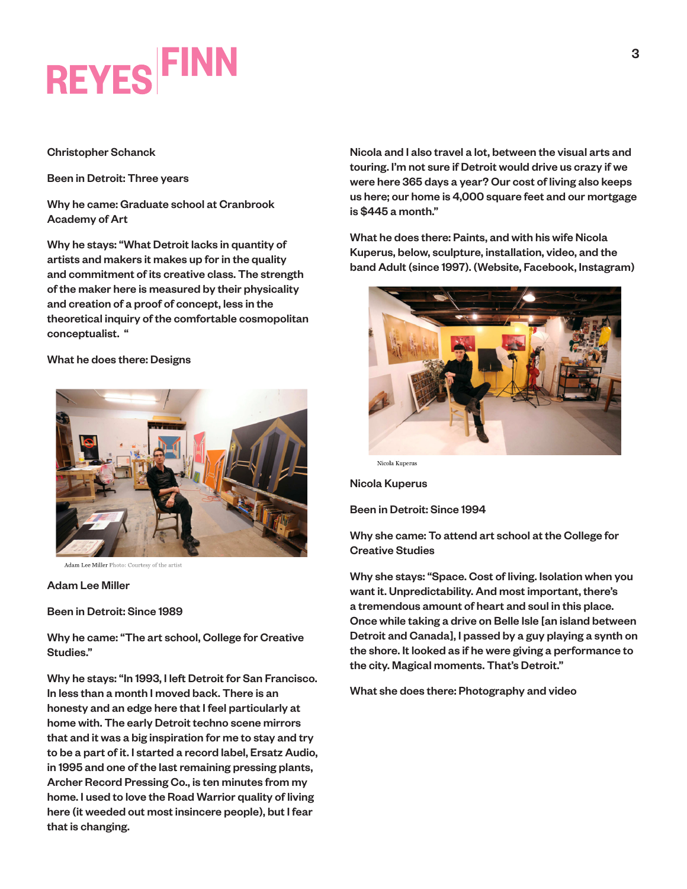Christopher Schanck

Been in Detroit: Three years

Why he came: Graduate school at Cranbrook Academy of Art

Why he stays: "What Detroit lacks in quantity of artists and makers it makes up for in the quality and commitment of its creative class. The strength of the maker here is measured by their physicality and creation of a proof of concept, less in the theoretical inquiry of the comfortable cosmopolitan conceptualist. "

What he does there: Designs

Adam Lee Miller Photo: Courtesy of the artist

Adam Lee Miller

Been in Detroit: Since 1989

Why he came: "The art school, College for Creative Studies."

Why he stays: "In 1993, I left Detroit for San Francisco. In less than a month I moved back. There is an honesty and an edge here that I feel particularly at home with. The early Detroit techno scene mirrors that and it was a big inspiration for me to stay and try to be a part of it. I started a record label, Ersatz Audio, in 1995 and one of the last remaining pressing plants, Archer Record Pressing Co., is ten minutes from my home. I used to love the Road Warrior quality of living here (it weeded out most insincere people), but I fear that is changing.

Nicola and I also travel a lot, between the visual arts and touring. I'm not sure if Detroit would drive us crazy if we were here 365 days a year? Our cost of living also keeps us here; our home is 4,000 square feet and our mortgage is $445 a month."

What he does there: Paints, and with his wife Nicola Kuperus, below, sculpture, installation, video, and the band Adult (since 1997). (Website, Facebook, Instagram)

Nicola Kuperus

Nicola Kuperus

Been in Detroit: Since 1994

Why she came: To attend art school at the College for Creative Studies

Why she stays: "Space. Cost of living. Isolation when you want it. Unpredictability. And most important, there's a tremendous amount of heart and soul in this place. Once while taking a drive on Belle Isle [an island between Detroit and Canada], I passed by a guy playing a synth on the shore. It looked as if he were giving a performance to the city. Magical moments. That's Detroit."

What she does there: Photography and video